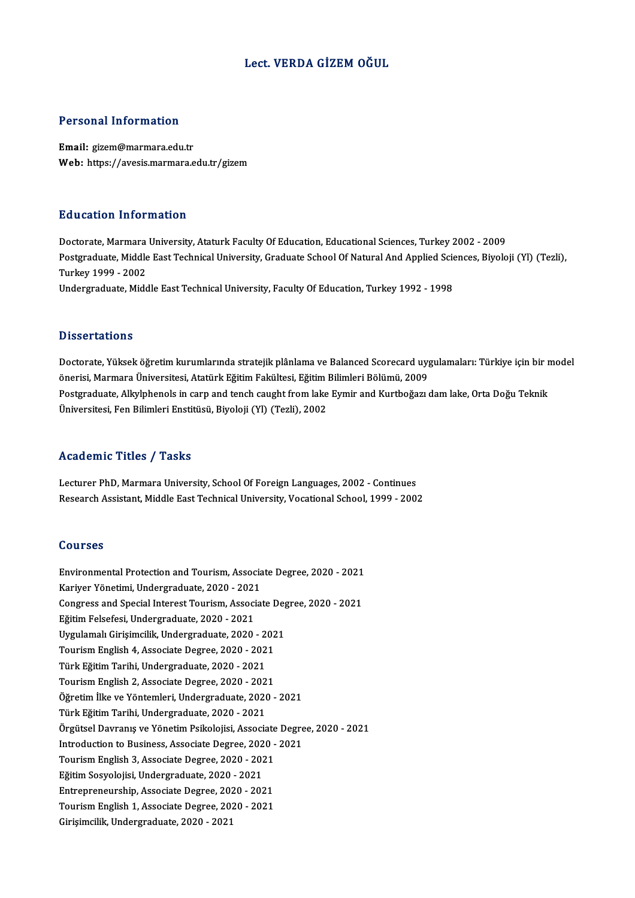# Lect. VERDA GİZEM OĞUL

## Personal Information

**Email:** gizem@marmara.edu.tr
**Web:** https://avesis.marmara.edu.tr/gizem

## Education Information

Doctorate, Marmara University, Ataturk Faculty Of Education, Educational Sciences, Turkey 2002 - 2009
Postgraduate, Middle East Technical University, Graduate School Of Natural And Applied Sciences, Biyoloji (Yl) (Tezli), Turkey 1999 - 2002
Undergraduate, Middle East Technical University, Faculty Of Education, Turkey 1992 - 1998

## Dissertations

Doctorate, Yüksek öğretim kurumlarında stratejik plânlama ve Balanced Scorecard uygulamaları: Türkiye için bir model önerisi, Marmara Üniversitesi, Atatürk Eğitim Fakültesi, Eğitim Bilimleri Bölümü, 2009
Postgraduate, Alkylphenols in carp and tench caught from lake Eymir and Kurtboğazı dam lake, Orta Doğu Teknik Üniversitesi, Fen Bilimleri Enstitüsü, Biyoloji (Yl) (Tezli), 2002

## Academic Titles / Tasks

Lecturer PhD, Marmara University, School Of Foreign Languages, 2002 - Continues
Research Assistant, Middle East Technical University, Vocational School, 1999 - 2002

## Courses

Environmental Protection and Tourism, Associate Degree, 2020 - 2021
Kariyer Yönetimi, Undergraduate, 2020 - 2021
Congress and Special Interest Tourism, Associate Degree, 2020 - 2021
Eğitim Felsefesi, Undergraduate, 2020 - 2021
Uygulamalı Girişimcilik, Undergraduate, 2020 - 2021
Tourism English 4, Associate Degree, 2020 - 2021
Türk Eğitim Tarihi, Undergraduate, 2020 - 2021
Tourism English 2, Associate Degree, 2020 - 2021
Öğretim İlke ve Yöntemleri, Undergraduate, 2020 - 2021
Türk Eğitim Tarihi, Undergraduate, 2020 - 2021
Örgütsel Davranış ve Yönetim Psikolojisi, Associate Degree, 2020 - 2021
Introduction to Business, Associate Degree, 2020 - 2021
Tourism English 3, Associate Degree, 2020 - 2021
Eğitim Sosyolojisi, Undergraduate, 2020 - 2021
Entrepreneurship, Associate Degree, 2020 - 2021
Tourism English 1, Associate Degree, 2020 - 2021
Girişimcilik, Undergraduate, 2020 - 2021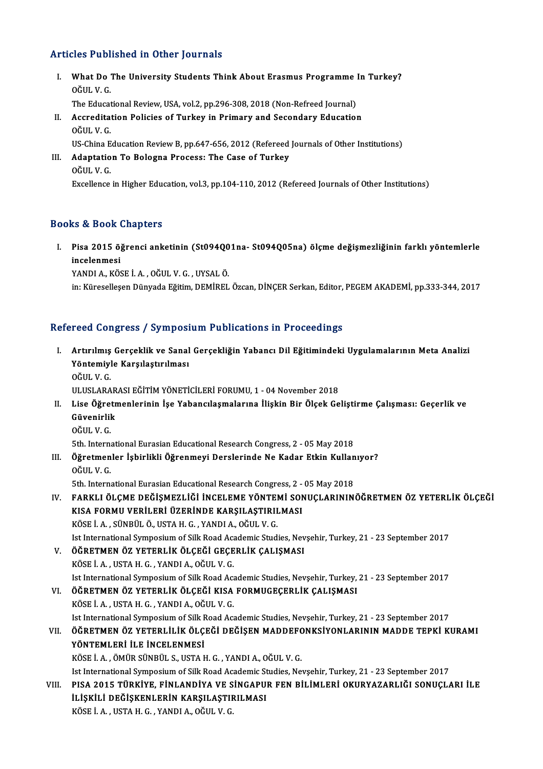## Articles Published in Other Journals

I. **What Do The University Students Think About Erasmus Programme In Turkey?**
   OĞUL V. G.
   The Educational Review, USA, vol.2, pp.296-308, 2018 (Non-Refreed Journal)

II. **Accreditation Policies of Turkey in Primary and Secondary Education**
   OĞUL V. G.
   US-China Education Review B, pp.647-656, 2012 (Refereed Journals of Other Institutions)

III. **Adaptation To Bologna Process: The Case of Turkey**
   OĞUL V. G.
   Excellence in Higher Education, vol.3, pp.104-110, 2012 (Refereed Journals of Other Institutions)

## Books & Book Chapters

I. **Pisa 2015 öğrenci anketinin (St094Q01na- St094Q05na) ölçme değişmezliğinin farklı yöntemlerle incelenmesi**
   YANDI A., KÖSE İ. A. , OĞUL V. G. , UYSAL Ö.
   in: Küreselleşen Dünyada Eğitim, DEMİREL Özcan, DİNÇER Serkan, Editor, PEGEM AKADEMİ, pp.333-344, 2017

## Refereed Congress / Symposium Publications in Proceedings

I. **Artırılmış Gerçeklik ve Sanal Gerçekliğin Yabancı Dil Eğitimindeki Uygulamalarının Meta Analizi Yöntemiyle Karşılaştırılması**
   OĞUL V. G.
   ULUSLARARASI EĞİTİM YÖNETİCİLERİ FORUMU, 1 - 04 November 2018

II. **Lise Öğretmenlerinin İşe Yabancılaşmalarına İlişkin Bir Ölçek Geliştirme Çalışması: Geçerlik ve Güvenirlik**
   OĞUL V. G.
   5th. International Eurasian Educational Research Congress, 2 - 05 May 2018

III. **Öğretmenler İşbirlikli Öğrenmeyi Derslerinde Ne Kadar Etkin Kullanıyor?**
   OĞUL V. G.
   5th. International Eurasian Educational Research Congress, 2 - 05 May 2018

IV. **FARKLI ÖLÇME DEĞİŞMEZLİĞİ İNCELEME YÖNTEMİ SONUÇLARININÖĞRETMEN ÖZ YETERLİK ÖLÇEĞİ KISA FORMU VERİLERİ ÜZERİNDE KARŞILAŞTIRILMASI**
   KÖSE İ. A. , SÜNBÜL Ö., USTA H. G. , YANDI A., OĞUL V. G.
   Ist International Symposium of Silk Road Academic Studies, Nevşehir, Turkey, 21 - 23 September 2017

V. **ÖĞRETMEN ÖZ YETERLİK ÖLÇEĞİ GEÇERLİK ÇALIŞMASI**
   KÖSE İ. A. , USTA H. G. , YANDI A., OĞUL V. G.
   Ist International Symposium of Silk Road Academic Studies, Nevşehir, Turkey, 21 - 23 September 2017

VI. **ÖĞRETMEN ÖZ YETERLİK ÖLÇEĞİ KISA FORMUGEÇERLİK ÇALIŞMASI**
   KÖSE İ. A. , USTA H. G. , YANDI A., OĞUL V. G.
   Ist International Symposium of Silk Road Academic Studies, Nevşehir, Turkey, 21 - 23 September 2017

VII. **ÖĞRETMEN ÖZ YETERLİLİK ÖLÇEĞİ DEĞİŞEN MADDEFONKSİYONLARININ MADDE TEPKİ KURAMI YÖNTEMLERİ İLE İNCELENMESİ**
   KÖSE İ. A. , ÖMÜR SÜNBÜL S., USTA H. G. , YANDI A., OĞUL V. G.
   Ist International Symposium of Silk Road Academic Studies, Nevşehir, Turkey, 21 - 23 September 2017

VIII. **PISA 2015 TÜRKİYE, FİNLANDİYA VE SİNGAPUR FEN BİLİMLERİ OKURYAZARLIĞI SONUÇLARI İLE İLİŞKİLİ DEĞİŞKENLERİN KARŞILAŞTIRILMASI**
   KÖSE İ. A. , USTA H. G. , YANDI A., OĞUL V. G.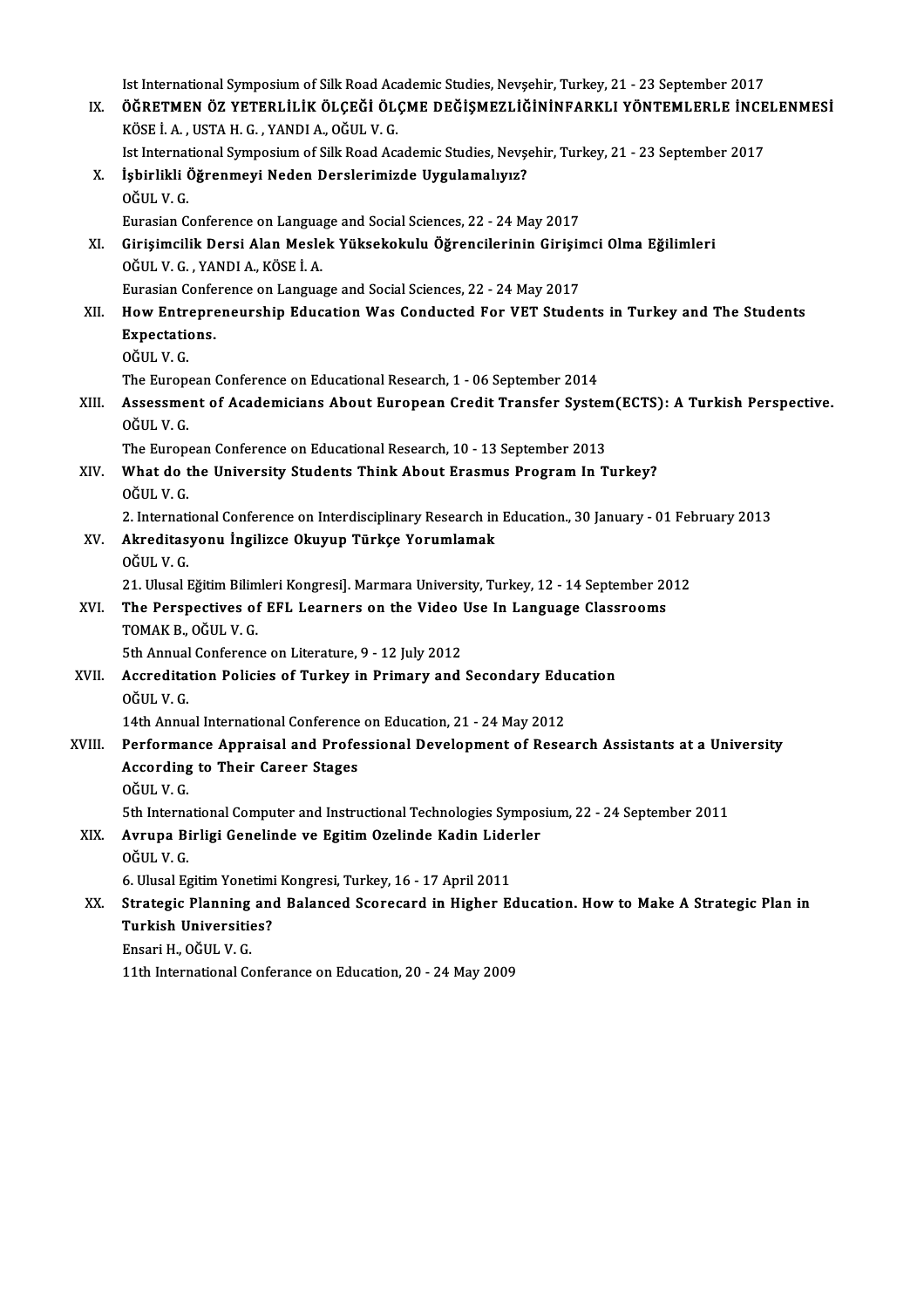Ist International Symposium of Silk Road Academic Studies, Nevşehir, Turkey, 21 - 23 September 2017

IX. **ÖĞRETMEN ÖZ YETERLİLİK ÖLÇEĞİ ÖLÇME DEĞİŞMEZLİĞİNİNFARKLI YÖNTEMLERLE İNCELENMESİ**
KÖSE İ. A. , USTA H. G. , YANDI A., OĞUL V. G.
Ist International Symposium of Silk Road Academic Studies, Nevşehir, Turkey, 21 - 23 September 2017

X. **İşbirlikli Öğrenmeyi Neden Derslerimizde Uygulamalıyız?**
OĞUL V. G.
Eurasian Conference on Language and Social Sciences, 22 - 24 May 2017

XI. **Girişimcilik Dersi Alan Meslek Yüksekokulu Öğrencilerinin Girişimci Olma Eğilimleri**
OĞUL V. G. , YANDI A., KÖSE İ. A.
Eurasian Conference on Language and Social Sciences, 22 - 24 May 2017

XII. **How Entrepreneurship Education Was Conducted For VET Students in Turkey and The Students Expectations.**
OĞUL V. G.
The European Conference on Educational Research, 1 - 06 September 2014

XIII. **Assessment of Academicians About European Credit Transfer System(ECTS): A Turkish Perspective.**
OĞUL V. G.
The European Conference on Educational Research, 10 - 13 September 2013

XIV. **What do the University Students Think About Erasmus Program In Turkey?**
OĞUL V. G.
2. International Conference on Interdisciplinary Research in Education., 30 January - 01 February 2013

XV. **Akreditasyonu İngilizce Okuyup Türkçe Yorumlamak**
OĞUL V. G.
21. Ulusal Eğitim Bilimleri Kongresi]. Marmara University, Turkey, 12 - 14 September 2012

XVI. **The Perspectives of EFL Learners on the Video Use In Language Classrooms**
TOMAK B., OĞUL V. G.
5th Annual Conference on Literature, 9 - 12 July 2012

XVII. **Accreditation Policies of Turkey in Primary and Secondary Education**
OĞUL V. G.
14th Annual International Conference on Education, 21 - 24 May 2012

XVIII. **Performance Appraisal and Professional Development of Research Assistants at a University According to Their Career Stages**
OĞUL V. G.
5th International Computer and Instructional Technologies Symposium, 22 - 24 September 2011

XIX. **Avrupa Birligi Genelinde ve Egitim Ozelinde Kadin Liderler**
OĞUL V. G.
6. Ulusal Egitim Yonetimi Kongresi, Turkey, 16 - 17 April 2011

XX. **Strategic Planning and Balanced Scorecard in Higher Education. How to Make A Strategic Plan in Turkish Universities?**
Ensari H., OĞUL V. G.
11th International Conferance on Education, 20 - 24 May 2009